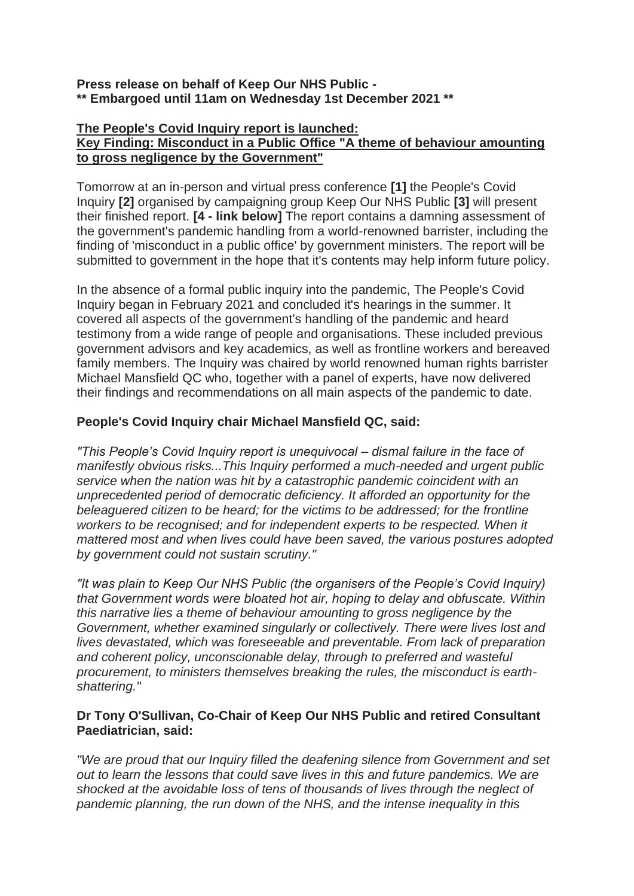**Press release on behalf of Keep Our NHS Public -**
**** Embargoed until 11am on Wednesday 1st December 2021 ****

**The People's Covid Inquiry report is launched:**
**Key Finding: Misconduct in a Public Office "A theme of behaviour amounting to gross negligence by the Government"**

Tomorrow at an in-person and virtual press conference **[1]** the People's Covid Inquiry **[2]** organised by campaigning group Keep Our NHS Public **[3]** will present their finished report. **[4 - link below]** The report contains a damning assessment of the government's pandemic handling from a world-renowned barrister, including the finding of 'misconduct in a public office' by government ministers. The report will be submitted to government in the hope that it's contents may help inform future policy.

In the absence of a formal public inquiry into the pandemic, The People's Covid Inquiry began in February 2021 and concluded it's hearings in the summer. It covered all aspects of the government's handling of the pandemic and heard testimony from a wide range of people and organisations. These included previous government advisors and key academics, as well as frontline workers and bereaved family members. The Inquiry was chaired by world renowned human rights barrister Michael Mansfield QC who, together with a panel of experts, have now delivered their findings and recommendations on all main aspects of the pandemic to date.

**People's Covid Inquiry chair Michael Mansfield QC, said:**

*"This People's Covid Inquiry report is unequivocal – dismal failure in the face of manifestly obvious risks...This Inquiry performed a much-needed and urgent public service when the nation was hit by a catastrophic pandemic coincident with an unprecedented period of democratic deficiency. It afforded an opportunity for the beleaguered citizen to be heard; for the victims to be addressed; for the frontline workers to be recognised; and for independent experts to be respected. When it mattered most and when lives could have been saved, the various postures adopted by government could not sustain scrutiny."*

*"It was plain to Keep Our NHS Public (the organisers of the People's Covid Inquiry) that Government words were bloated hot air, hoping to delay and obfuscate. Within this narrative lies a theme of behaviour amounting to gross negligence by the Government, whether examined singularly or collectively. There were lives lost and lives devastated, which was foreseeable and preventable. From lack of preparation and coherent policy, unconscionable delay, through to preferred and wasteful procurement, to ministers themselves breaking the rules, the misconduct is earth-shattering."*

**Dr Tony O'Sullivan, Co-Chair of Keep Our NHS Public and retired Consultant Paediatrician, said:**

*"We are proud that our Inquiry filled the deafening silence from Government and set out to learn the lessons that could save lives in this and future pandemics. We are shocked at the avoidable loss of tens of thousands of lives through the neglect of pandemic planning, the run down of the NHS, and the intense inequality in this*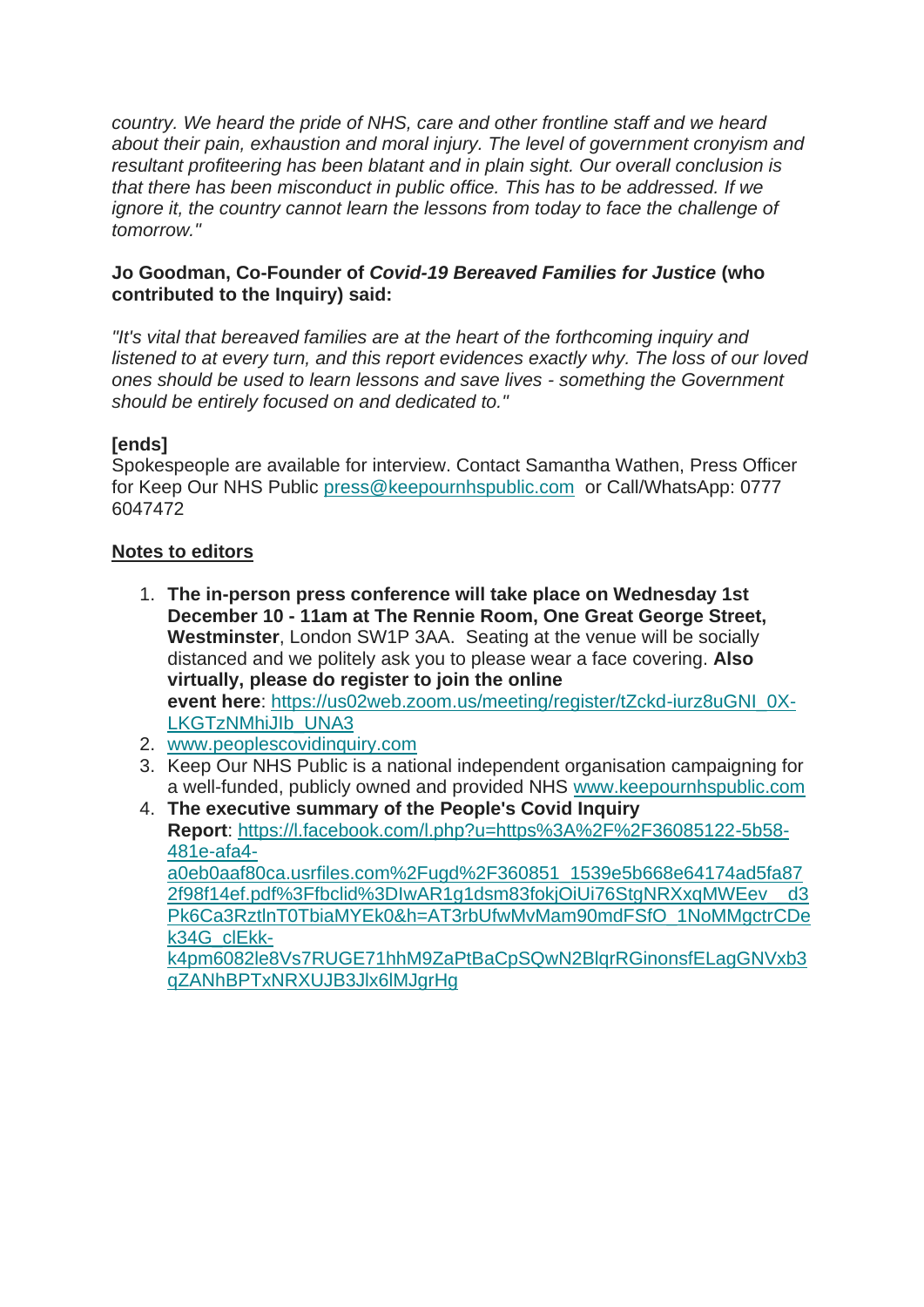*country. We heard the pride of NHS, care and other frontline staff and we heard about their pain, exhaustion and moral injury. The level of government cronyism and resultant profiteering has been blatant and in plain sight. Our overall conclusion is that there has been misconduct in public office. This has to be addressed. If we ignore it, the country cannot learn the lessons from today to face the challenge of tomorrow."*

**Jo Goodman, Co-Founder of *Covid-19 Bereaved Families for Justice* (who contributed to the Inquiry) said:**

*"It's vital that bereaved families are at the heart of the forthcoming inquiry and listened to at every turn, and this report evidences exactly why. The loss of our loved ones should be used to learn lessons and save lives - something the Government should be entirely focused on and dedicated to."*

**[ends]**
Spokespeople are available for interview. Contact Samantha Wathen, Press Officer for Keep Our NHS Public press@keepournhspublic.com or Call/WhatsApp: 0777 6047472

**Notes to editors**

1. **The in-person press conference will take place on Wednesday 1st December 10 - 11am at The Rennie Room, One Great George Street, Westminster**, London SW1P 3AA. Seating at the venue will be socially distanced and we politely ask you to please wear a face covering. **Also virtually, please do register to join the online event here**: https://us02web.zoom.us/meeting/register/tZckd-iurz8uGNI_0X-LKGTzNMhiJIb_UNA3
2. www.peoplescovidinquiry.com
3. Keep Our NHS Public is a national independent organisation campaigning for a well-funded, publicly owned and provided NHS www.keepournhspublic.com
4. **The executive summary of the People's Covid Inquiry Report**: https://l.facebook.com/l.php?u=https%3A%2F%2F36085122-5b58-481e-afa4-a0eb0aaf80ca.usrfiles.com%2Fugd%2F360851_1539e5b668e64174ad5fa872f98f14ef.pdf%3Ffbclid%3DIwAR1g1dsm83fokjOiUi76StgNRXxqMWEev__d3Pk6Ca3RztlnT0TbiaMYEk0&h=AT3rbUfwMvMam90mdFSfO_1NoMMgctrCDek34G_clEkk-k4pm6082le8Vs7RUGE71hhM9ZaPtBaCpSQwN2BlqrRGinonsfELagGNVxb3qZANhBPTxNRXUJB3Jlx6lMJgrHg